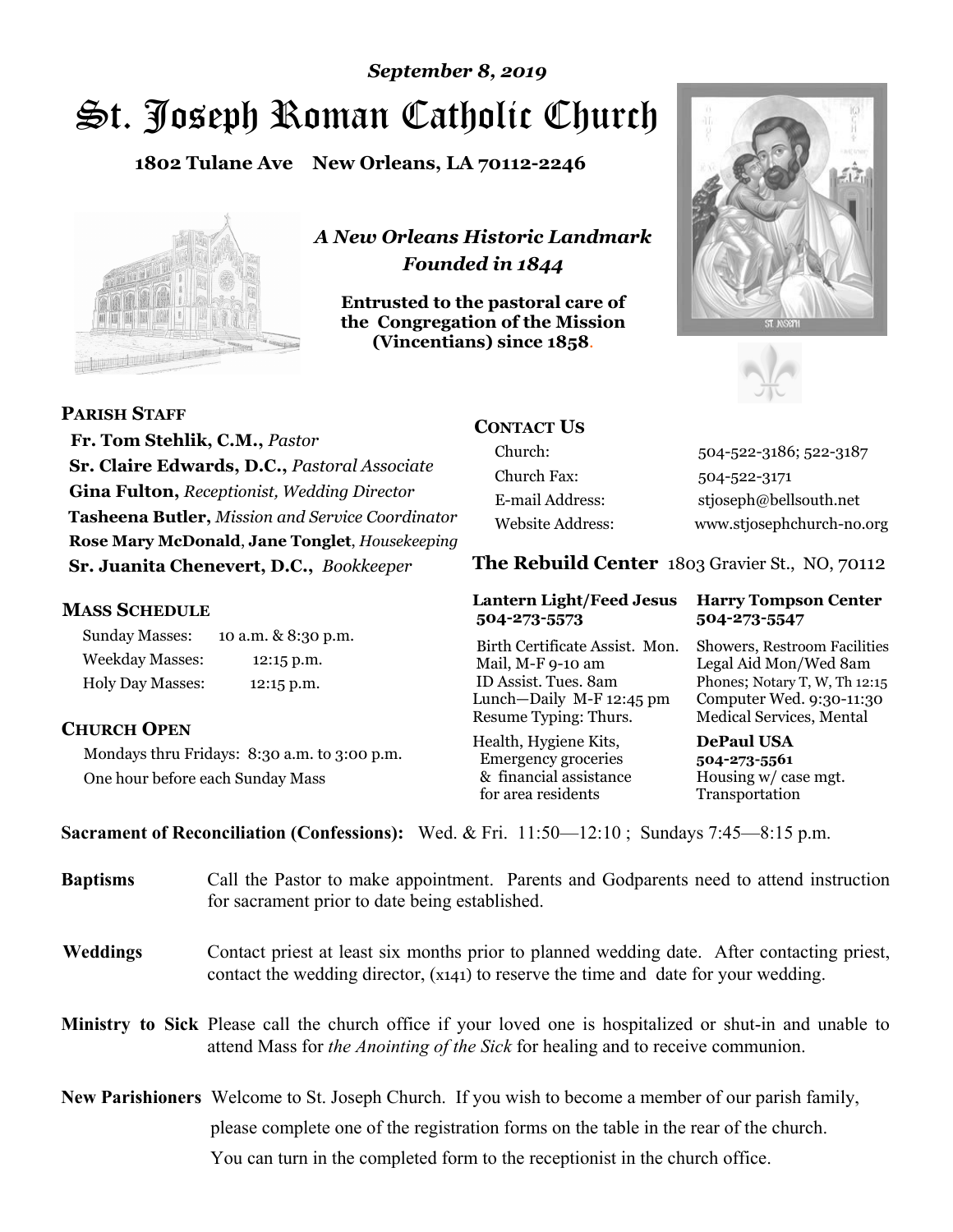*September 8, 2019*

# St. Joseph Roman Catholic Church

**1802 Tulane Ave New Orleans, LA 70112-2246**

*A New Orleans Historic Landmark*
*Founded in 1844*

**Entrusted to the pastoral care of the Congregation of the Mission (Vincentians) since 1858.**

## PARISH STAFF

**Fr. Tom Stehlik, C.M.,** *Pastor*
**Sr. Claire Edwards, D.C.,** *Pastoral Associate*
**Gina Fulton,** *Receptionist, Wedding Director*
**Tasheena Butler,** *Mission and Service Coordinator*
**Rose Mary McDonald**, **Jane Tonglet**, *Housekeeping*
**Sr. Juanita Chenevert, D.C.,** *Bookkeeper*

## MASS SCHEDULE

| | |
|---|---|
| Sunday Masses: | 10 a.m. & 8:30 p.m. |
| Weekday Masses: | 12:15 p.m. |
| Holy Day Masses: | 12:15 p.m. |

## CHURCH OPEN

Mondays thru Fridays: 8:30 a.m. to 3:00 p.m.
One hour before each Sunday Mass

## CONTACT US

| | |
|---|---|
| Church: | 504-522-3186; 522-3187 |
| Church Fax: | 504-522-3171 |
| E-mail Address: | stjoseph@bellsouth.net |
| Website Address: | www.stjosephchurch-no.org |

## The Rebuild Center 1803 Gravier St., NO, 70112

**Lantern Light/Feed Jesus**
**504-273-5573**

Birth Certificate Assist. Mon.
Mail, M-F 9-10 am
ID Assist. Tues. 8am
Lunch—Daily M-F 12:45 pm
Resume Typing: Thurs.

Health, Hygiene Kits, Emergency groceries & financial assistance for area residents

**Harry Tompson Center**
**504-273-5547**

Showers, Restroom Facilities
Legal Aid Mon/Wed 8am
Phones; Notary T, W, Th 12:15
Computer Wed. 9:30-11:30
Medical Services, Mental

**DePaul USA**
**504-273-5561**
Housing w/ case mgt.
Transportation

**Sacrament of Reconciliation (Confessions):** Wed. & Fri. 11:50—12:10 ; Sundays 7:45—8:15 p.m.

**Baptisms** Call the Pastor to make appointment. Parents and Godparents need to attend instruction for sacrament prior to date being established.

**Weddings** Contact priest at least six months prior to planned wedding date. After contacting priest, contact the wedding director, (x141) to reserve the time and date for your wedding.

**Ministry to Sick** Please call the church office if your loved one is hospitalized or shut-in and unable to attend Mass for *the Anointing of the Sick* for healing and to receive communion.

**New Parishioners** Welcome to St. Joseph Church. If you wish to become a member of our parish family, please complete one of the registration forms on the table in the rear of the church. You can turn in the completed form to the receptionist in the church office.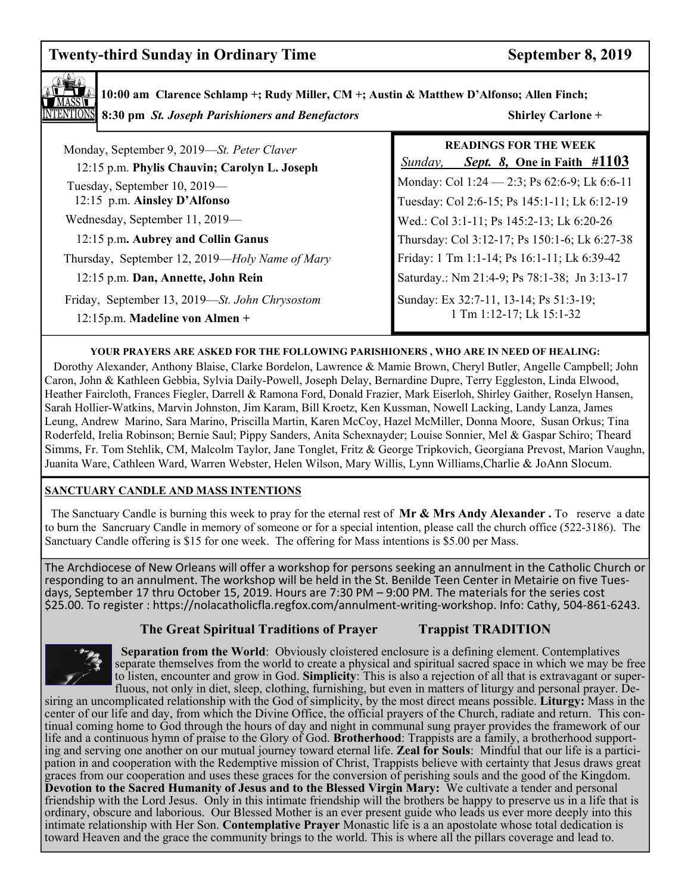## Twenty-third Sunday in Ordinary Time — September 8, 2019

**MASS INTENTIONS**

**10:00 am Clarence Schlamp +; Rudy Miller, CM +; Austin & Matthew D'Alfonso; Allen Finch;**

**8:30 pm** ***St. Joseph Parishioners and Benefactors*** **Shirley Carlone +**

Monday, September 9, 2019—*St. Peter Claver*
12:15 p.m. **Phylis Chauvin; Carolyn L. Joseph**

Tuesday, September 10, 2019—
12:15 p.m. **Ainsley D'Alfonso**

Wednesday, September 11, 2019—
12:15 p.m**. Aubrey and Collin Ganus**

Thursday, September 12, 2019—*Holy Name of Mary*
12:15 p.m. **Dan, Annette, John Rein**

Friday, September 13, 2019—*St. John Chrysostom*
12:15p.m. **Madeline von Almen +**

**READINGS FOR THE WEEK**

*Sunday,* ***Sept. 8,*** **One in Faith #1103**

Monday: Col 1:24 — 2:3; Ps 62:6-9; Lk 6:6-11

Tuesday: Col 2:6-15; Ps 145:1-11; Lk 6:12-19

Wed.: Col 3:1-11; Ps 145:2-13; Lk 6:20-26

Thursday: Col 3:12-17; Ps 150:1-6; Lk 6:27-38

Friday: 1 Tm 1:1-14; Ps 16:1-11; Lk 6:39-42

Saturday.: Nm 21:4-9; Ps 78:1-38; Jn 3:13-17

Sunday: Ex 32:7-11, 13-14; Ps 51:3-19; 1 Tm 1:12-17; Lk 15:1-32

**YOUR PRAYERS ARE ASKED FOR THE FOLLOWING PARISHIONERS , WHO ARE IN NEED OF HEALING:**

Dorothy Alexander, Anthony Blaise, Clarke Bordelon, Lawrence & Mamie Brown, Cheryl Butler, Angelle Campbell; John Caron, John & Kathleen Gebbia, Sylvia Daily-Powell, Joseph Delay, Bernardine Dupre, Terry Eggleston, Linda Elwood, Heather Faircloth, Frances Fiegler, Darrell & Ramona Ford, Donald Frazier, Mark Eiserloh, Shirley Gaither, Roselyn Hansen, Sarah Hollier-Watkins, Marvin Johnston, Jim Karam, Bill Kroetz, Ken Kussman, Nowell Lacking, Landy Lanza, James Leung, Andrew Marino, Sara Marino, Priscilla Martin, Karen McCoy, Hazel McMiller, Donna Moore, Susan Orkus; Tina Roderfeld, Irelia Robinson; Bernie Saul; Pippy Sanders, Anita Schexnayder; Louise Sonnier, Mel & Gaspar Schiro; Theard Simms, Fr. Tom Stehlik, CM, Malcolm Taylor, Jane Tonglet, Fritz & George Tripkovich, Georgiana Prevost, Marion Vaughn, Juanita Ware, Cathleen Ward, Warren Webster, Helen Wilson, Mary Willis, Lynn Williams,Charlie & JoAnn Slocum.

**SANCTUARY CANDLE AND MASS INTENTIONS**

The Sanctuary Candle is burning this week to pray for the eternal rest of **Mr & Mrs Andy Alexander .** To reserve a date to burn the Sancruary Candle in memory of someone or for a special intention, please call the church office (522-3186). The Sanctuary Candle offering is $15 for one week. The offering for Mass intentions is $5.00 per Mass.

The Archdiocese of New Orleans will offer a workshop for persons seeking an annulment in the Catholic Church or responding to an annulment. The workshop will be held in the St. Benilde Teen Center in Metairie on five Tuesdays, September 17 thru October 15, 2019. Hours are 7:30 PM – 9:00 PM. The materials for the series cost $25.00. To register : https://nolacatholicfla.regfox.com/annulment-writing-workshop. Info: Cathy, 504-861-6243.

### The Great Spiritual Traditions of Prayer — Trappist TRADITION

**Separation from the World**: Obviously cloistered enclosure is a defining element. Contemplatives separate themselves from the world to create a physical and spiritual sacred space in which we may be free to listen, encounter and grow in God. **Simplicity**: This is also a rejection of all that is extravagant or superfluous, not only in diet, sleep, clothing, furnishing, but even in matters of liturgy and personal prayer. Desiring an uncomplicated relationship with the God of simplicity, by the most direct means possible. **Liturgy:** Mass in the center of our life and day, from which the Divine Office, the official prayers of the Church, radiate and return. This continual coming home to God through the hours of day and night in communal sung prayer provides the framework of our life and a continuous hymn of praise to the Glory of God. **Brotherhood**: Trappists are a family, a brotherhood supporting and serving one another on our mutual journey toward eternal life. **Zeal for Souls**: Mindful that our life is a participation in and cooperation with the Redemptive mission of Christ, Trappists believe with certainty that Jesus draws great graces from our cooperation and uses these graces for the conversion of perishing souls and the good of the Kingdom. **Devotion to the Sacred Humanity of Jesus and to the Blessed Virgin Mary:** We cultivate a tender and personal friendship with the Lord Jesus. Only in this intimate friendship will the brothers be happy to preserve us in a life that is ordinary, obscure and laborious. Our Blessed Mother is an ever present guide who leads us ever more deeply into this intimate relationship with Her Son. **Contemplative Prayer** Monastic life is a an apostolate whose total dedication is toward Heaven and the grace the community brings to the world. This is where all the pillars coverage and lead to.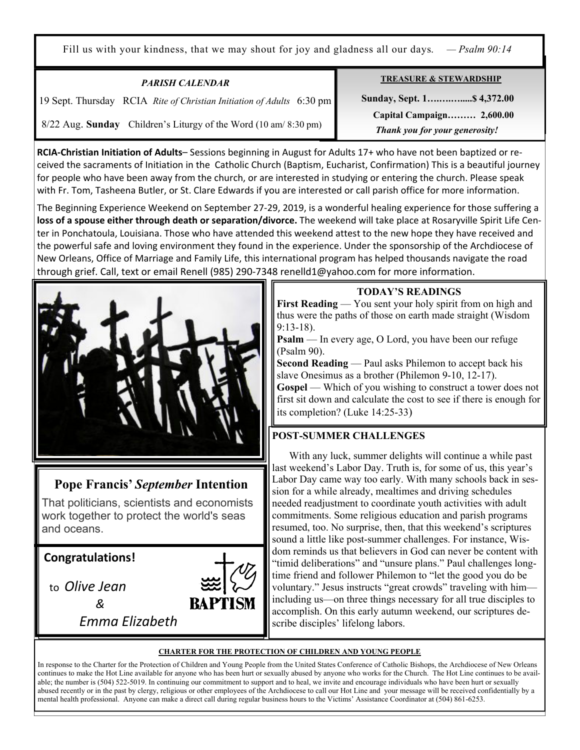Fill us with your kindness, that we may shout for joy and gladness all our days. — *Psalm 90:14*

### *PARISH CALENDAR*

19 Sept. Thursday RCIA *Rite of Christian Initiation of Adults* 6:30 pm

8/22 Aug. **Sunday** Children's Liturgy of the Word (10 am/ 8:30 pm)

### TREASURE & STEWARDSHIP

**Sunday, Sept. 1…….…….....$ 4,372.00**

**Capital Campaign……… 2,600.00**

***Thank you for your generosity!***

**RCIA-Christian Initiation of Adults**– Sessions beginning in August for Adults 17+ who have not been baptized or received the sacraments of Initiation in the Catholic Church (Baptism, Eucharist, Confirmation) This is a beautiful journey for people who have been away from the church, or are interested in studying or entering the church. Please speak with Fr. Tom, Tasheena Butler, or St. Clare Edwards if you are interested or call parish office for more information.

The Beginning Experience Weekend on September 27-29, 2019, is a wonderful healing experience for those suffering a **loss of a spouse either through death or separation/divorce.** The weekend will take place at Rosaryville Spirit Life Center in Ponchatoula, Louisiana. Those who have attended this weekend attest to the new hope they have received and the powerful safe and loving environment they found in the experience. Under the sponsorship of the Archdiocese of New Orleans, Office of Marriage and Family Life, this international program has helped thousands navigate the road through grief. Call, text or email Renell (985) 290-7348 renelld1@yahoo.com for more information.

## Pope Francis' *September* Intention

That politicians, scientists and economists work together to protect the world's seas and oceans.

## Congratulations!

to *Olive Jean*

*&*

*Emma Elizabeth*

BAPTISM

## TODAY'S READINGS

**First Reading** — You sent your holy spirit from on high and thus were the paths of those on earth made straight (Wisdom 9:13-18).

**Psalm** — In every age, O Lord, you have been our refuge (Psalm 90).

**Second Reading** — Paul asks Philemon to accept back his slave Onesimus as a brother (Philemon 9-10, 12-17).

**Gospel** — Which of you wishing to construct a tower does not first sit down and calculate the cost to see if there is enough for its completion? (Luke 14:25-33)

## POST-SUMMER CHALLENGES

With any luck, summer delights will continue a while past last weekend's Labor Day. Truth is, for some of us, this year's Labor Day came way too early. With many schools back in session for a while already, mealtimes and driving schedules needed readjustment to coordinate youth activities with adult commitments. Some religious education and parish programs resumed, too. No surprise, then, that this weekend's scriptures sound a little like post-summer challenges. For instance, Wisdom reminds us that believers in God can never be content with "timid deliberations" and "unsure plans." Paul challenges longtime friend and follower Philemon to "let the good you do be voluntary." Jesus instructs "great crowds" traveling with him—including us—on three things necessary for all true disciples to accomplish. On this early autumn weekend, our scriptures describe disciples' lifelong labors.

### CHARTER FOR THE PROTECTION OF CHILDREN AND YOUNG PEOPLE

In response to the Charter for the Protection of Children and Young People from the United States Conference of Catholic Bishops, the Archdiocese of New Orleans continues to make the Hot Line available for anyone who has been hurt or sexually abused by anyone who works for the Church. The Hot Line continues to be available; the number is (504) 522-5019. In continuing our commitment to support and to heal, we invite and encourage individuals who have been hurt or sexually abused recently or in the past by clergy, religious or other employees of the Archdiocese to call our Hot Line and your message will be received confidentially by a mental health professional. Anyone can make a direct call during regular business hours to the Victims' Assistance Coordinator at (504) 861-6253.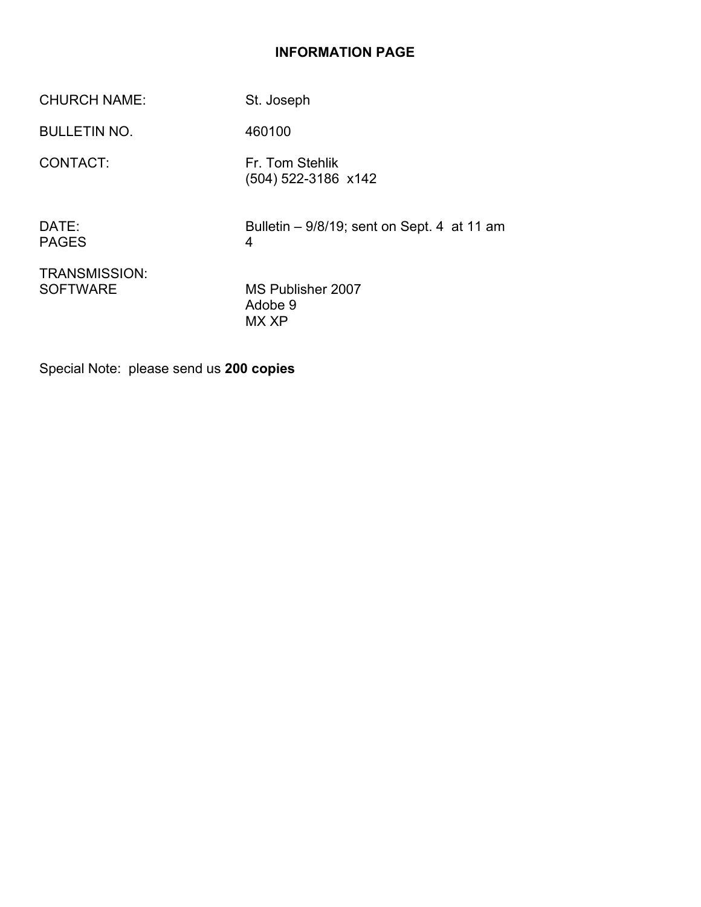# INFORMATION PAGE

| | |
|---|---|
| CHURCH NAME: | St. Joseph |
| BULLETIN NO. | 460100 |
| CONTACT: | Fr. Tom Stehlik<br>(504) 522-3186 x142 |
| DATE:<br>PAGES | Bulletin – 9/8/19; sent on Sept. 4 at 11 am<br>4 |
| TRANSMISSION:<br>SOFTWARE | MS Publisher 2007<br>Adobe 9<br>MX XP |

Special Note: please send us **200 copies**